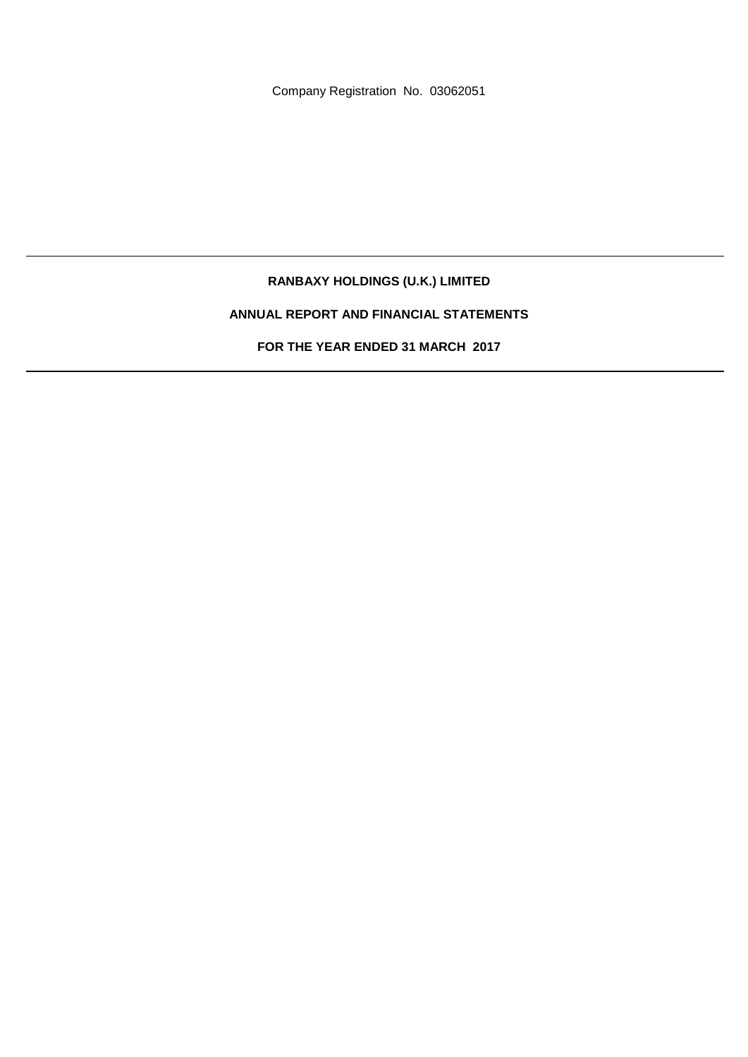Company Registration No. 03062051

---

# RANBAXY HOLDINGS (U.K.) LIMITED

## ANNUAL REPORT AND FINANCIAL STATEMENTS

## FOR THE YEAR ENDED 31 MARCH 2017

---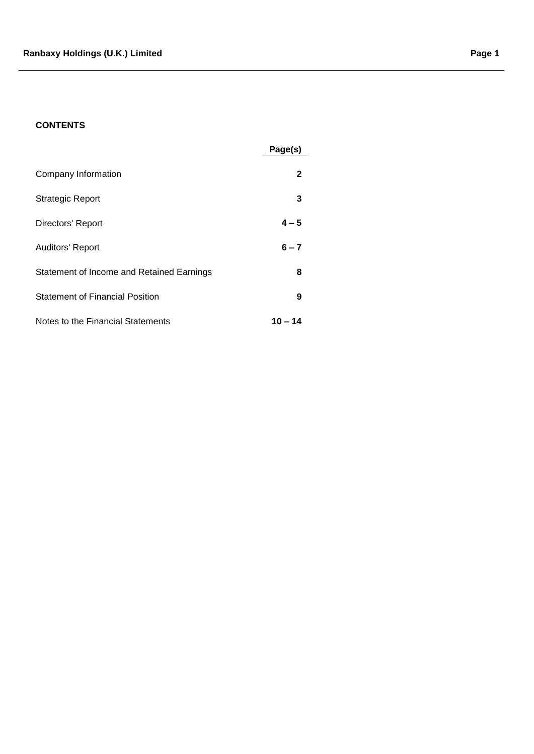**CONTENTS**

| | Page(s) |
|---|---|
| Company Information | **2** |
| Strategic Report | **3** |
| Directors' Report | **4 – 5** |
| Auditors' Report | **6 – 7** |
| Statement of Income and Retained Earnings | **8** |
| Statement of Financial Position | **9** |
| Notes to the Financial Statements | **10 – 14** |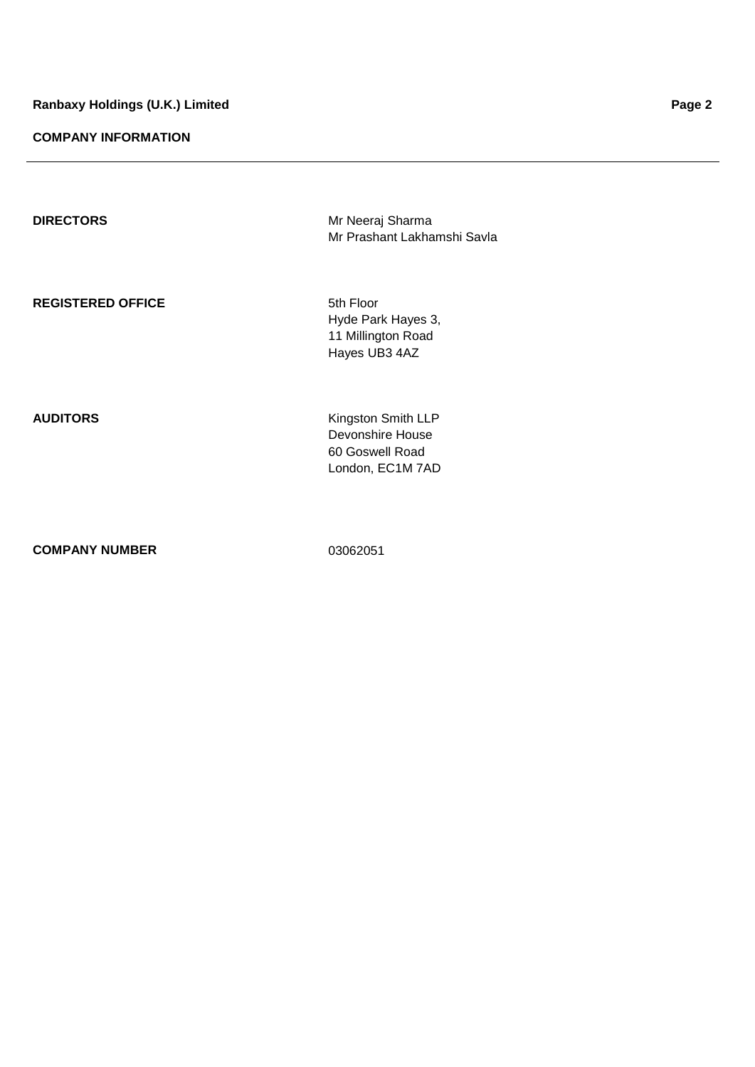## COMPANY INFORMATION

| | |
|---|---|
| **DIRECTORS** | Mr Neeraj Sharma<br>Mr Prashant Lakhamshi Savla |
| **REGISTERED OFFICE** | 5th Floor<br>Hyde Park Hayes 3,<br>11 Millington Road<br>Hayes UB3 4AZ |
| **AUDITORS** | Kingston Smith LLP<br>Devonshire House<br>60 Goswell Road<br>London, EC1M 7AD |
| **COMPANY NUMBER** | 03062051 |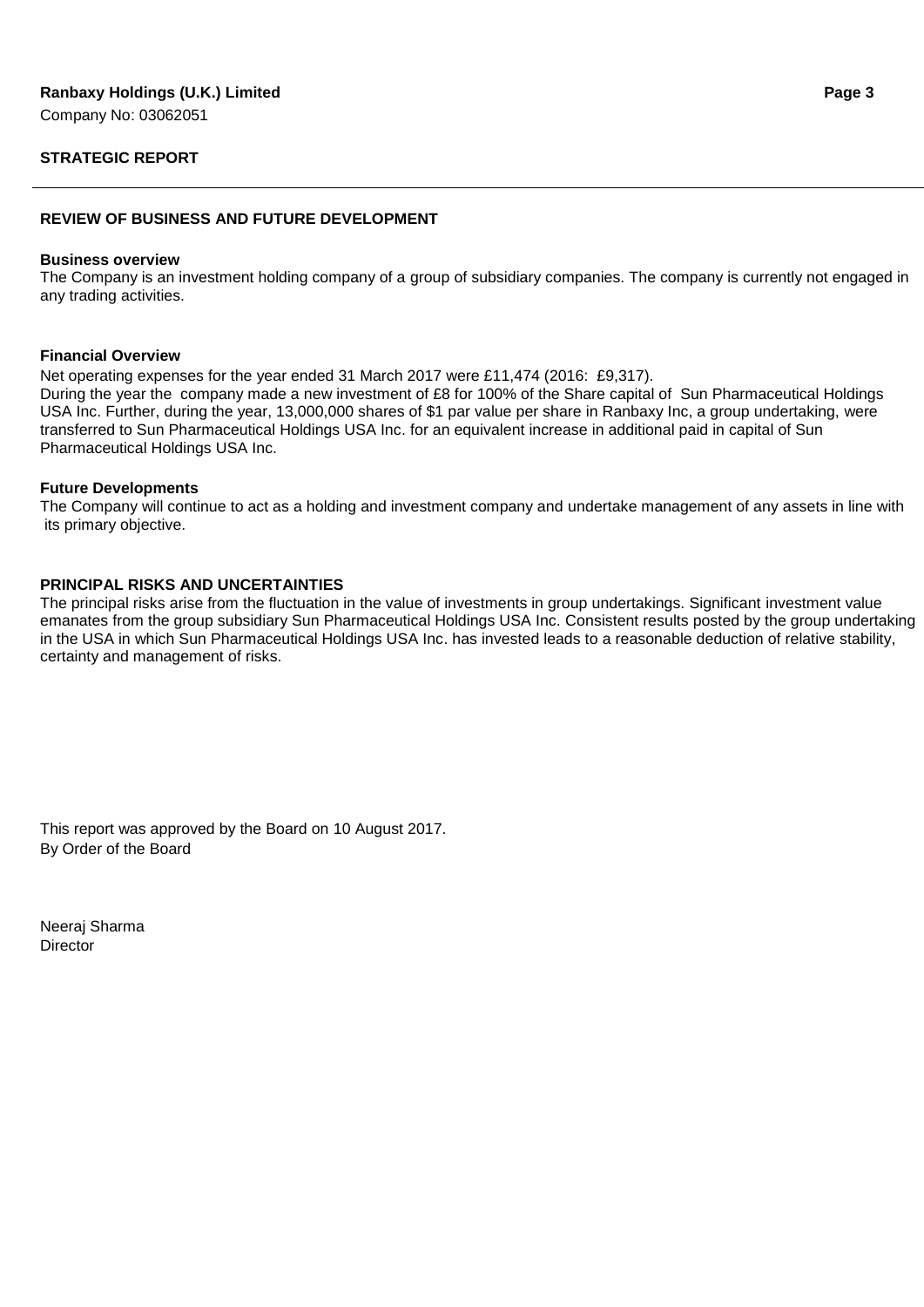**Ranbaxy Holdings (U.K.) Limited**

Company No: 03062051

## STRATEGIC REPORT

### REVIEW OF BUSINESS AND FUTURE DEVELOPMENT

**Business overview**

The Company is an investment holding company of a group of subsidiary companies. The company is currently not engaged in any trading activities.

**Financial Overview**

Net operating expenses for the year ended 31 March 2017 were £11,474 (2016: £9,317).

During the year the company made a new investment of £8 for 100% of the Share capital of Sun Pharmaceutical Holdings USA Inc. Further, during the year, 13,000,000 shares of $1 par value per share in Ranbaxy Inc, a group undertaking, were transferred to Sun Pharmaceutical Holdings USA Inc. for an equivalent increase in additional paid in capital of Sun Pharmaceutical Holdings USA Inc.

**Future Developments**

The Company will continue to act as a holding and investment company and undertake management of any assets in line with its primary objective.

### PRINCIPAL RISKS AND UNCERTAINTIES

The principal risks arise from the fluctuation in the value of investments in group undertakings. Significant investment value emanates from the group subsidiary Sun Pharmaceutical Holdings USA Inc. Consistent results posted by the group undertaking in the USA in which Sun Pharmaceutical Holdings USA Inc. has invested leads to a reasonable deduction of relative stability, certainty and management of risks.

This report was approved by the Board on 10 August 2017.

By Order of the Board

Neeraj Sharma

Director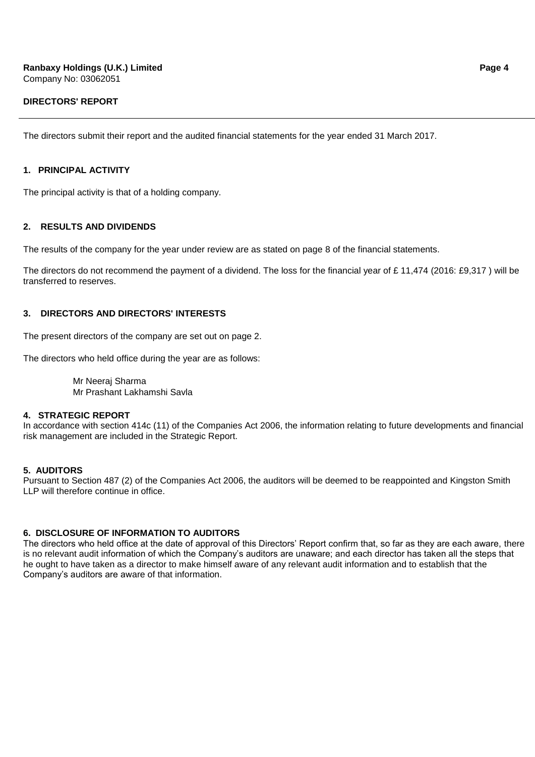**Ranbaxy Holdings (U.K.) Limited**
Company No: 03062051

## DIRECTORS' REPORT

The directors submit their report and the audited financial statements for the year ended 31 March 2017.

### 1. PRINCIPAL ACTIVITY

The principal activity is that of a holding company.

### 2. RESULTS AND DIVIDENDS

The results of the company for the year under review are as stated on page 8 of the financial statements.

The directors do not recommend the payment of a dividend. The loss for the financial year of £ 11,474 (2016: £9,317 ) will be transferred to reserves.

### 3. DIRECTORS AND DIRECTORS' INTERESTS

The present directors of the company are set out on page 2.

The directors who held office during the year are as follows:

Mr Neeraj Sharma
Mr Prashant Lakhamshi Savla

### 4. STRATEGIC REPORT

In accordance with section 414c (11) of the Companies Act 2006, the information relating to future developments and financial risk management are included in the Strategic Report.

### 5. AUDITORS

Pursuant to Section 487 (2) of the Companies Act 2006, the auditors will be deemed to be reappointed and Kingston Smith LLP will therefore continue in office.

### 6. DISCLOSURE OF INFORMATION TO AUDITORS

The directors who held office at the date of approval of this Directors' Report confirm that, so far as they are each aware, there is no relevant audit information of which the Company's auditors are unaware; and each director has taken all the steps that he ought to have taken as a director to make himself aware of any relevant audit information and to establish that the Company's auditors are aware of that information.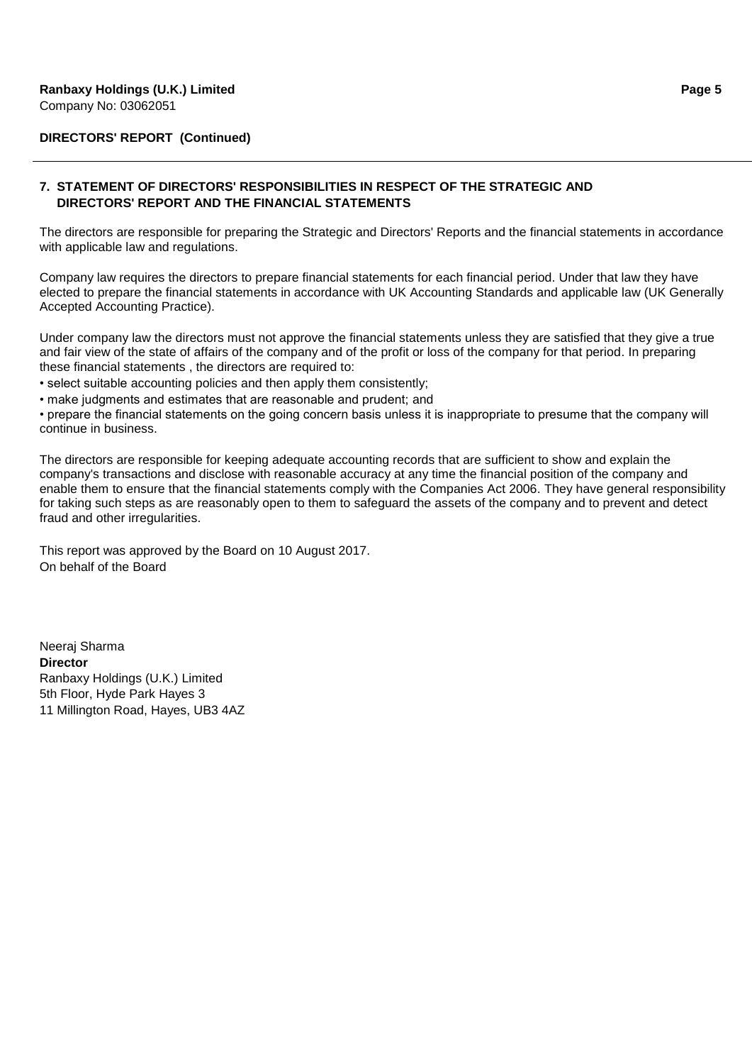**DIRECTORS' REPORT (Continued)**

## 7. STATEMENT OF DIRECTORS' RESPONSIBILITIES IN RESPECT OF THE STRATEGIC AND DIRECTORS' REPORT AND THE FINANCIAL STATEMENTS

The directors are responsible for preparing the Strategic and Directors' Reports and the financial statements in accordance with applicable law and regulations.

Company law requires the directors to prepare financial statements for each financial period. Under that law they have elected to prepare the financial statements in accordance with UK Accounting Standards and applicable law (UK Generally Accepted Accounting Practice).

Under company law the directors must not approve the financial statements unless they are satisfied that they give a true and fair view of the state of affairs of the company and of the profit or loss of the company for that period. In preparing these financial statements , the directors are required to:

- select suitable accounting policies and then apply them consistently;
- make judgments and estimates that are reasonable and prudent; and
- prepare the financial statements on the going concern basis unless it is inappropriate to presume that the company will continue in business.

The directors are responsible for keeping adequate accounting records that are sufficient to show and explain the company's transactions and disclose with reasonable accuracy at any time the financial position of the company and enable them to ensure that the financial statements comply with the Companies Act 2006. They have general responsibility for taking such steps as are reasonably open to them to safeguard the assets of the company and to prevent and detect fraud and other irregularities.

This report was approved by the Board on 10 August 2017.
On behalf of the Board

Neeraj Sharma
**Director**
Ranbaxy Holdings (U.K.) Limited
5th Floor, Hyde Park Hayes 3
11 Millington Road, Hayes, UB3 4AZ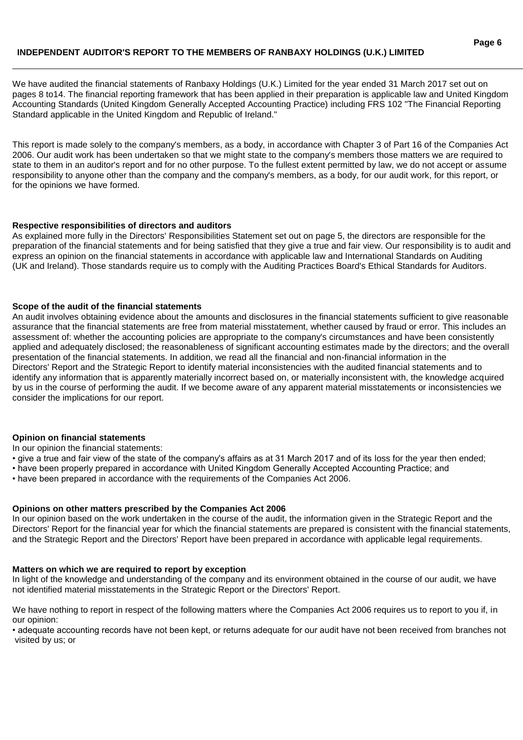## INDEPENDENT AUDITOR'S REPORT TO THE MEMBERS OF RANBAXY HOLDINGS (U.K.) LIMITED

We have audited the financial statements of Ranbaxy Holdings (U.K.) Limited for the year ended 31 March 2017 set out on pages 8 to14. The financial reporting framework that has been applied in their preparation is applicable law and United Kingdom Accounting Standards (United Kingdom Generally Accepted Accounting Practice) including FRS 102 "The Financial Reporting Standard applicable in the United Kingdom and Republic of Ireland."

This report is made solely to the company's members, as a body, in accordance with Chapter 3 of Part 16 of the Companies Act 2006. Our audit work has been undertaken so that we might state to the company's members those matters we are required to state to them in an auditor's report and for no other purpose. To the fullest extent permitted by law, we do not accept or assume responsibility to anyone other than the company and the company's members, as a body, for our audit work, for this report, or for the opinions we have formed.

**Respective responsibilities of directors and auditors**

As explained more fully in the Directors' Responsibilities Statement set out on page 5, the directors are responsible for the preparation of the financial statements and for being satisfied that they give a true and fair view. Our responsibility is to audit and express an opinion on the financial statements in accordance with applicable law and International Standards on Auditing (UK and Ireland). Those standards require us to comply with the Auditing Practices Board's Ethical Standards for Auditors.

**Scope of the audit of the financial statements**

An audit involves obtaining evidence about the amounts and disclosures in the financial statements sufficient to give reasonable assurance that the financial statements are free from material misstatement, whether caused by fraud or error. This includes an assessment of: whether the accounting policies are appropriate to the company's circumstances and have been consistently applied and adequately disclosed; the reasonableness of significant accounting estimates made by the directors; and the overall presentation of the financial statements. In addition, we read all the financial and non-financial information in the Directors' Report and the Strategic Report to identify material inconsistencies with the audited financial statements and to identify any information that is apparently materially incorrect based on, or materially inconsistent with, the knowledge acquired by us in the course of performing the audit. If we become aware of any apparent material misstatements or inconsistencies we consider the implications for our report.

**Opinion on financial statements**

In our opinion the financial statements:

- give a true and fair view of the state of the company's affairs as at 31 March 2017 and of its loss for the year then ended;
- have been properly prepared in accordance with United Kingdom Generally Accepted Accounting Practice; and
- have been prepared in accordance with the requirements of the Companies Act 2006.

**Opinions on other matters prescribed by the Companies Act 2006**

In our opinion based on the work undertaken in the course of the audit, the information given in the Strategic Report and the Directors' Report for the financial year for which the financial statements are prepared is consistent with the financial statements, and the Strategic Report and the Directors' Report have been prepared in accordance with applicable legal requirements.

**Matters on which we are required to report by exception**

In light of the knowledge and understanding of the company and its environment obtained in the course of our audit, we have not identified material misstatements in the Strategic Report or the Directors' Report.

We have nothing to report in respect of the following matters where the Companies Act 2006 requires us to report to you if, in our opinion:

- adequate accounting records have not been kept, or returns adequate for our audit have not been received from branches not visited by us; or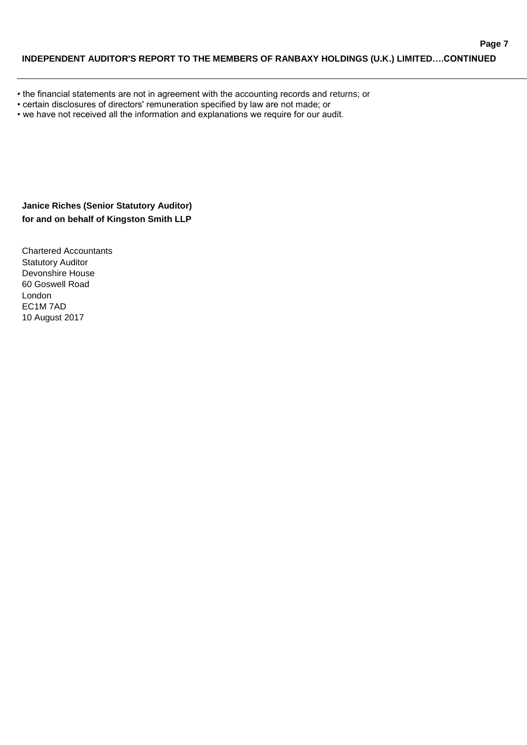- the financial statements are not in agreement with the accounting records and returns; or
- certain disclosures of directors' remuneration specified by law are not made; or
- we have not received all the information and explanations we require for our audit.

**Janice Riches (Senior Statutory Auditor)**
**for and on behalf of Kingston Smith LLP**

Chartered Accountants
Statutory Auditor
Devonshire House
60 Goswell Road
London
EC1M 7AD
10 August 2017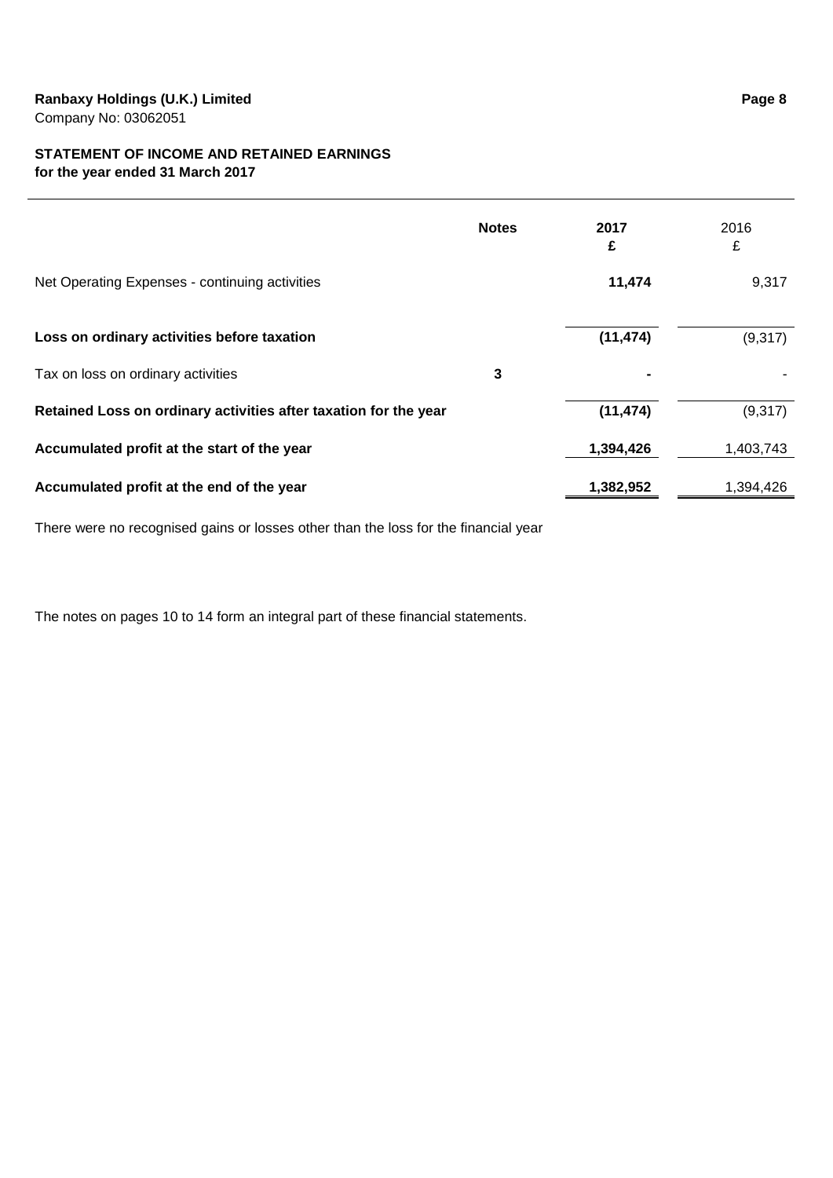**Ranbaxy Holdings (U.K.) Limited**
Company No: 03062051

## STATEMENT OF INCOME AND RETAINED EARNINGS
**for the year ended 31 March 2017**

| | Notes | 2017 £ | 2016 £ |
|---|---|---|---|
| Net Operating Expenses - continuing activities | | **11,474** | 9,317 |
| **Loss on ordinary activities before taxation** | | **(11,474)** | (9,317) |
| Tax on loss on ordinary activities | 3 | **-** | - |
| **Retained Loss on ordinary activities after taxation for the year** | | **(11,474)** | (9,317) |
| **Accumulated profit at the start of the year** | | **1,394,426** | 1,403,743 |
| **Accumulated profit at the end of the year** | | **1,382,952** | 1,394,426 |

There were no recognised gains or losses other than the loss for the financial year

The notes on pages 10 to 14 form an integral part of these financial statements.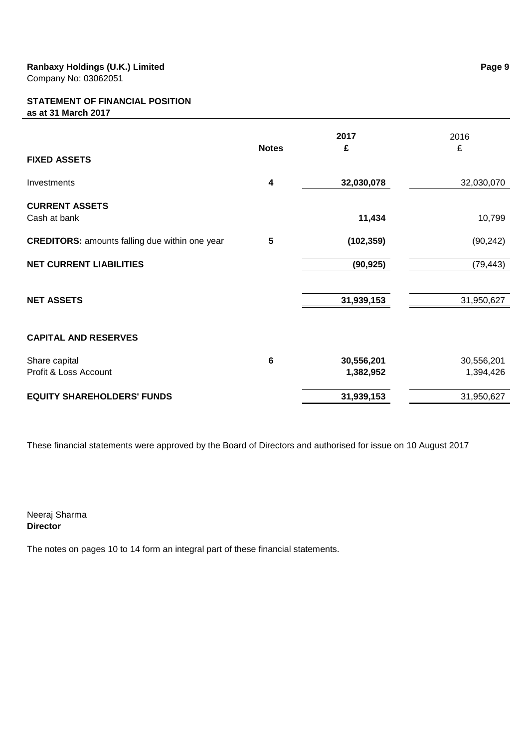**Ranbaxy Holdings (U.K.) Limited**
Company No: 03062051

## STATEMENT OF FINANCIAL POSITION
**as at 31 March 2017**

| | Notes | 2017<br>£ | 2016<br>£ |
|---|---|---|---|
| **FIXED ASSETS** | | | |
| Investments | 4 | **32,030,078** | 32,030,070 |
| **CURRENT ASSETS** | | | |
| Cash at bank | | **11,434** | 10,799 |
| **CREDITORS:** amounts falling due within one year | 5 | **(102,359)** | (90,242) |
| **NET CURRENT LIABILITIES** | | **(90,925)** | (79,443) |
| **NET ASSETS** | | **31,939,153** | 31,950,627 |
| **CAPITAL AND RESERVES** | | | |
| Share capital | 6 | **30,556,201** | 30,556,201 |
| Profit & Loss Account | | **1,382,952** | 1,394,426 |
| **EQUITY SHAREHOLDERS' FUNDS** | | **31,939,153** | 31,950,627 |

These financial statements were approved by the Board of Directors and authorised for issue on 10 August 2017

Neeraj Sharma
**Director**

The notes on pages 10 to 14 form an integral part of these financial statements.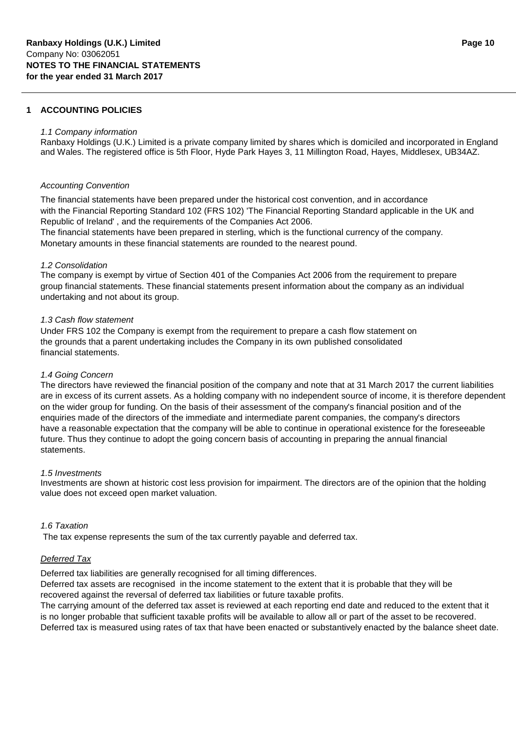## 1 ACCOUNTING POLICIES

*1.1 Company information*

Ranbaxy Holdings (U.K.) Limited is a private company limited by shares which is domiciled and incorporated in England and Wales. The registered office is 5th Floor, Hyde Park Hayes 3, 11 Millington Road, Hayes, Middlesex, UB34AZ.

*Accounting Convention*

The financial statements have been prepared under the historical cost convention, and in accordance with the Financial Reporting Standard 102 (FRS 102) 'The Financial Reporting Standard applicable in the UK and Republic of Ireland' , and the requirements of the Companies Act 2006.
The financial statements have been prepared in sterling, which is the functional currency of the company. Monetary amounts in these financial statements are rounded to the nearest pound.

*1.2 Consolidation*

The company is exempt by virtue of Section 401 of the Companies Act 2006 from the requirement to prepare group financial statements. These financial statements present information about the company as an individual undertaking and not about its group.

*1.3 Cash flow statement*

Under FRS 102 the Company is exempt from the requirement to prepare a cash flow statement on the grounds that a parent undertaking includes the Company in its own published consolidated financial statements.

*1.4 Going Concern*

The directors have reviewed the financial position of the company and note that at 31 March 2017 the current liabilities are in excess of its current assets. As a holding company with no independent source of income, it is therefore dependent on the wider group for funding. On the basis of their assessment of the company's financial position and of the enquiries made of the directors of the immediate and intermediate parent companies, the company's directors have a reasonable expectation that the company will be able to continue in operational existence for the foreseeable future. Thus they continue to adopt the going concern basis of accounting in preparing the annual financial statements.

*1.5 Investments*

Investments are shown at historic cost less provision for impairment. The directors are of the opinion that the holding value does not exceed open market valuation.

*1.6 Taxation*

The tax expense represents the sum of the tax currently payable and deferred tax.

*Deferred Tax*

Deferred tax liabilities are generally recognised for all timing differences.
Deferred tax assets are recognised in the income statement to the extent that it is probable that they will be recovered against the reversal of deferred tax liabilities or future taxable profits.
The carrying amount of the deferred tax asset is reviewed at each reporting end date and reduced to the extent that it is no longer probable that sufficient taxable profits will be available to allow all or part of the asset to be recovered.
Deferred tax is measured using rates of tax that have been enacted or substantively enacted by the balance sheet date.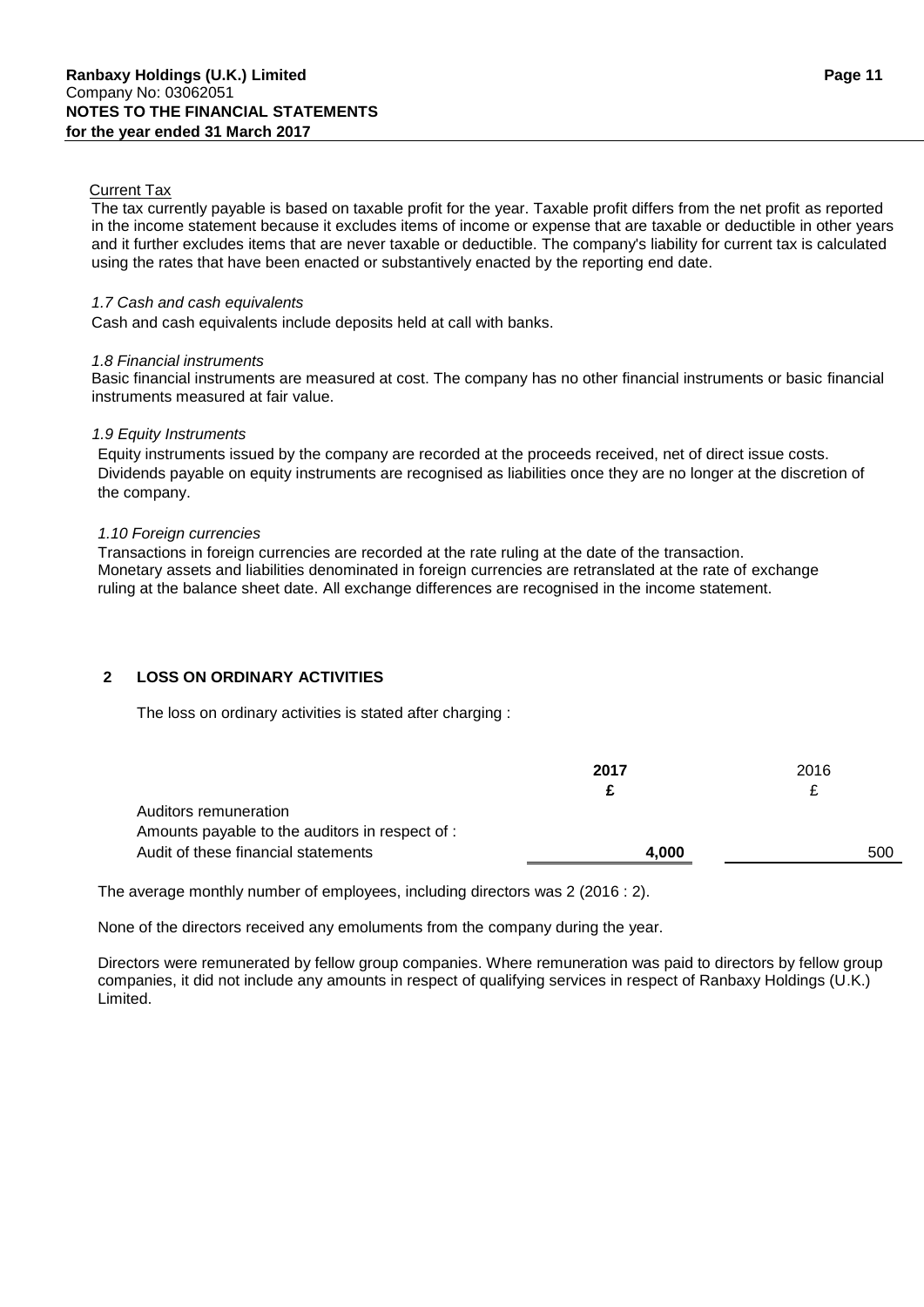Current Tax

The tax currently payable is based on taxable profit for the year. Taxable profit differs from the net profit as reported in the income statement because it excludes items of income or expense that are taxable or deductible in other years and it further excludes items that are never taxable or deductible. The company's liability for current tax is calculated using the rates that have been enacted or substantively enacted by the reporting end date.

*1.7 Cash and cash equivalents*

Cash and cash equivalents include deposits held at call with banks.

*1.8 Financial instruments*

Basic financial instruments are measured at cost. The company has no other financial instruments or basic financial instruments measured at fair value.

*1.9 Equity Instruments*

Equity instruments issued by the company are recorded at the proceeds received, net of direct issue costs. Dividends payable on equity instruments are recognised as liabilities once they are no longer at the discretion of the company.

*1.10 Foreign currencies*

Transactions in foreign currencies are recorded at the rate ruling at the date of the transaction. Monetary assets and liabilities denominated in foreign currencies are retranslated at the rate of exchange ruling at the balance sheet date. All exchange differences are recognised in the income statement.

## 2 LOSS ON ORDINARY ACTIVITIES

The loss on ordinary activities is stated after charging :

| | **2017** | 2016 |
|---|---|---|
| | **£** | £ |
| Auditors remuneration | | |
| Amounts payable to the auditors in respect of : | | |
| Audit of these financial statements | **4,000** | 500 |

The average monthly number of employees, including directors was 2 (2016 : 2).

None of the directors received any emoluments from the company during the year.

Directors were remunerated by fellow group companies. Where remuneration was paid to directors by fellow group companies, it did not include any amounts in respect of qualifying services in respect of Ranbaxy Holdings (U.K.) Limited.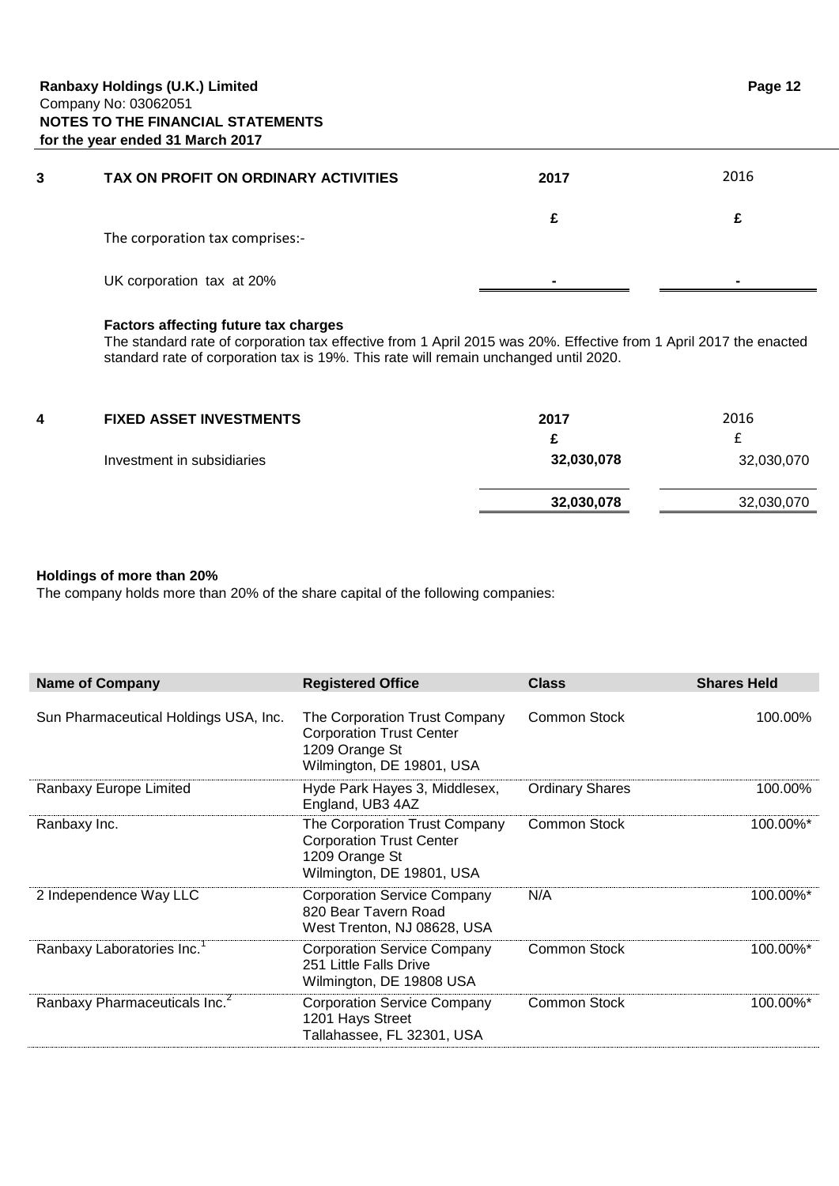## 3 TAX ON PROFIT ON ORDINARY ACTIVITIES

| | 2017 | 2016 |
|---|---|---|
| | £ | £ |
| The corporation tax comprises:- | | |
| UK corporation tax at 20% | - | - |

**Factors affecting future tax charges**

The standard rate of corporation tax effective from 1 April 2015 was 20%. Effective from 1 April 2017 the enacted standard rate of corporation tax is 19%. This rate will remain unchanged until 2020.

## 4 FIXED ASSET INVESTMENTS

| | 2017 | 2016 |
|---|---|---|
| | £ | £ |
| Investment in subsidiaries | 32,030,078 | 32,030,070 |
| | **32,030,078** | 32,030,070 |

**Holdings of more than 20%**

The company holds more than 20% of the share capital of the following companies:

| Name of Company | Registered Office | Class | Shares Held |
|---|---|---|---|
| Sun Pharmaceutical Holdings USA, Inc. | The Corporation Trust Company Corporation Trust Center 1209 Orange St Wilmington, DE 19801, USA | Common Stock | 100.00% |
| Ranbaxy Europe Limited | Hyde Park Hayes 3, Middlesex, England, UB3 4AZ | Ordinary Shares | 100.00% |
| Ranbaxy Inc. | The Corporation Trust Company Corporation Trust Center 1209 Orange St Wilmington, DE 19801, USA | Common Stock | 100.00%* |
| 2 Independence Way LLC | Corporation Service Company 820 Bear Tavern Road West Trenton, NJ 08628, USA | N/A | 100.00%* |
| Ranbaxy Laboratories Inc.[1] | Corporation Service Company 251 Little Falls Drive Wilmington, DE 19808 USA | Common Stock | 100.00%* |
| Ranbaxy Pharmaceuticals Inc.[2] | Corporation Service Company 1201 Hays Street Tallahassee, FL 32301, USA | Common Stock | 100.00%* |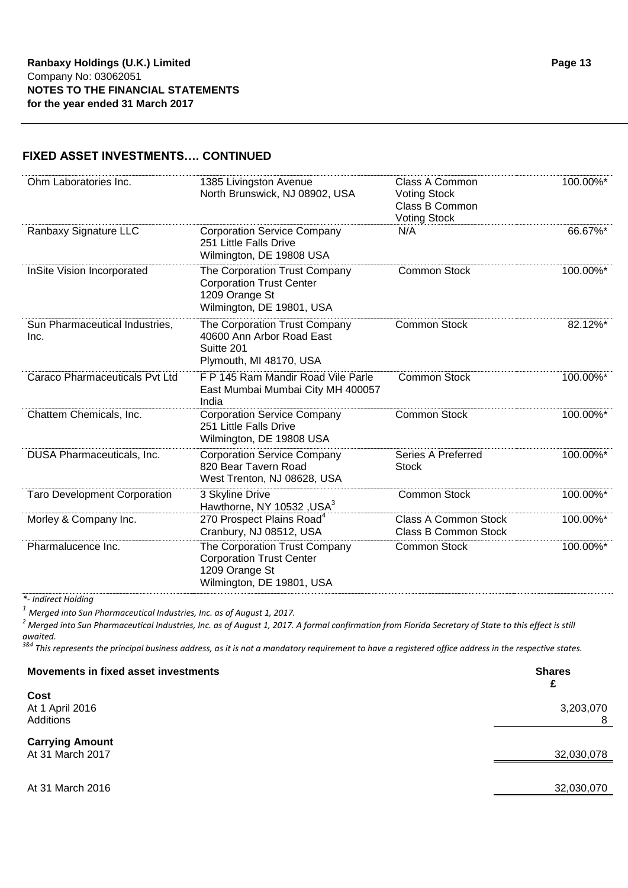## FIXED ASSET INVESTMENTS…. CONTINUED

| | | | |
|---|---|---|---|
| Ohm Laboratories Inc. | 1385 Livingston Avenue North Brunswick, NJ 08902, USA | Class A Common Voting Stock Class B Common Voting Stock | 100.00%* |
| Ranbaxy Signature LLC | Corporation Service Company 251 Little Falls Drive Wilmington, DE 19808 USA | N/A | 66.67%* |
| InSite Vision Incorporated | The Corporation Trust Company Corporation Trust Center 1209 Orange St Wilmington, DE 19801, USA | Common Stock | 100.00%* |
| Sun Pharmaceutical Industries, Inc. | The Corporation Trust Company 40600 Ann Arbor Road East Suitte 201 Plymouth, MI 48170, USA | Common Stock | 82.12%* |
| Caraco Pharmaceuticals Pvt Ltd | F P 145 Ram Mandir Road Vile Parle East Mumbai Mumbai City MH 400057 India | Common Stock | 100.00%* |
| Chattem Chemicals, Inc. | Corporation Service Company 251 Little Falls Drive Wilmington, DE 19808 USA | Common Stock | 100.00%* |
| DUSA Pharmaceuticals, Inc. | Corporation Service Company 820 Bear Tavern Road West Trenton, NJ 08628, USA | Series A Preferred Stock | 100.00%* |
| Taro Development Corporation | 3 Skyline Drive Hawthorne, NY 10532 ,USA[3] | Common Stock | 100.00%* |
| Morley & Company Inc. | 270 Prospect Plains Road[4] Cranbury, NJ 08512, USA | Class A Common Stock Class B Common Stock | 100.00%* |
| Pharmalucence Inc. | The Corporation Trust Company Corporation Trust Center 1209 Orange St Wilmington, DE 19801, USA | Common Stock | 100.00%* |

*\*- Indirect Holding*

*[1] Merged into Sun Pharmaceutical Industries, Inc. as of August 1, 2017.*

*[2] Merged into Sun Pharmaceutical Industries, Inc. as of August 1, 2017. A formal confirmation from Florida Secretary of State to this effect is still awaited.*

*[3&4] This represents the principal business address, as it is not a mandatory requirement to have a registered office address in the respective states.*

| **Movements in fixed asset investments** | **Shares £** |
|---|---|
| **Cost** | |
| At 1 April 2016 | 3,203,070 |
| Additions | 8 |
| **Carrying Amount** | |
| At 31 March 2017 | 32,030,078 |
| At 31 March 2016 | 32,030,070 |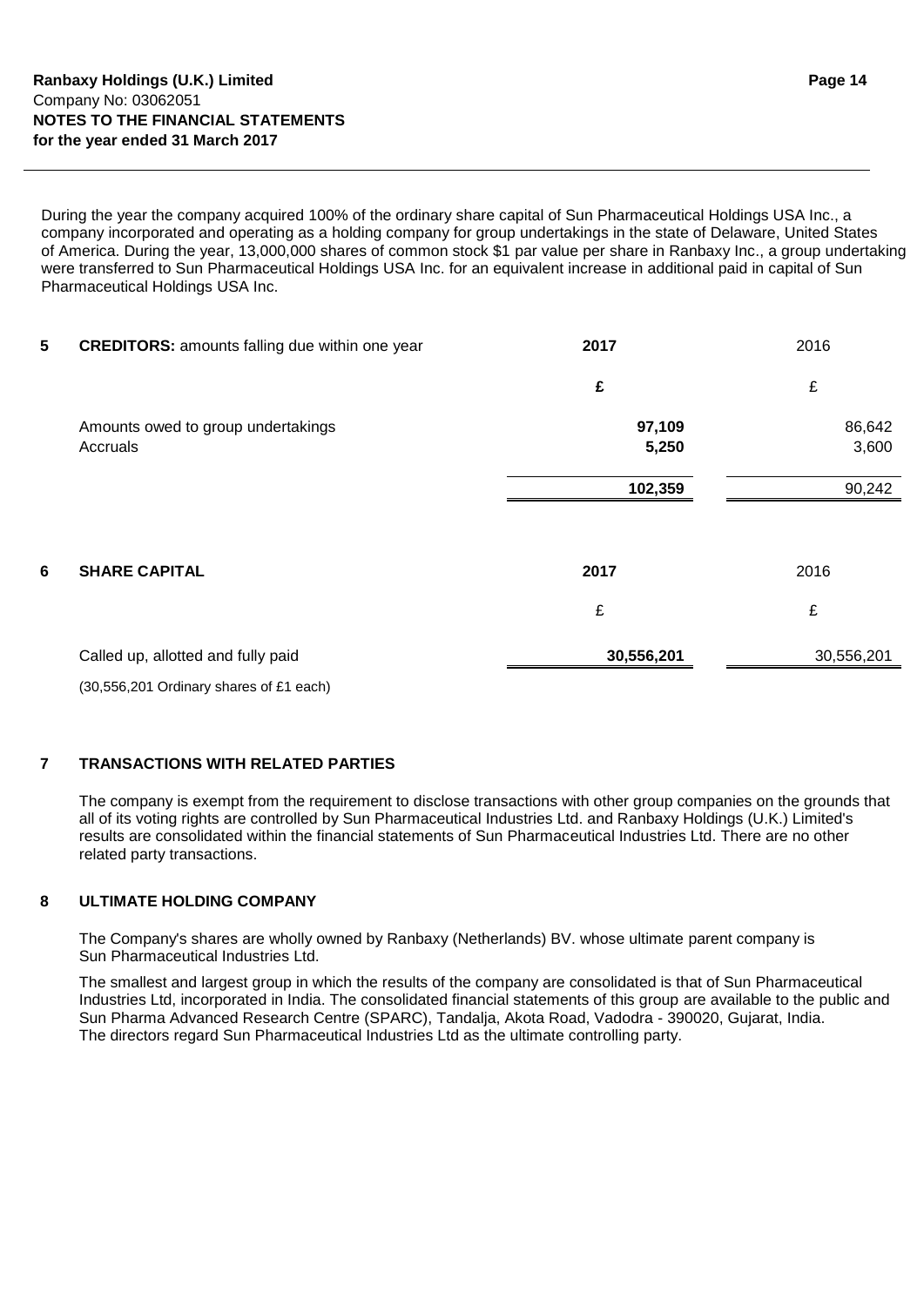During the year the company acquired 100% of the ordinary share capital of Sun Pharmaceutical Holdings USA Inc., a company incorporated and operating as a holding company for group undertakings in the state of Delaware, United States of America. During the year, 13,000,000 shares of common stock $1 par value per share in Ranbaxy Inc., a group undertaking were transferred to Sun Pharmaceutical Holdings USA Inc. for an equivalent increase in additional paid in capital of Sun Pharmaceutical Holdings USA Inc.

## 5 CREDITORS: amounts falling due within one year

| | **2017** | 2016 |
|---|---|---|
| | **£** | £ |
| Amounts owed to group undertakings | **97,109** | 86,642 |
| Accruals | **5,250** | 3,600 |
| | **102,359** | 90,242 |

## 6 SHARE CAPITAL

| | **2017** | 2016 |
|---|---|---|
| | £ | £ |
| Called up, allotted and fully paid | **30,556,201** | 30,556,201 |

(30,556,201 Ordinary shares of £1 each)

## 7 TRANSACTIONS WITH RELATED PARTIES

The company is exempt from the requirement to disclose transactions with other group companies on the grounds that all of its voting rights are controlled by Sun Pharmaceutical Industries Ltd. and Ranbaxy Holdings (U.K.) Limited's results are consolidated within the financial statements of Sun Pharmaceutical Industries Ltd. There are no other related party transactions.

## 8 ULTIMATE HOLDING COMPANY

The Company's shares are wholly owned by Ranbaxy (Netherlands) BV. whose ultimate parent company is Sun Pharmaceutical Industries Ltd.

The smallest and largest group in which the results of the company are consolidated is that of Sun Pharmaceutical Industries Ltd, incorporated in India. The consolidated financial statements of this group are available to the public and Sun Pharma Advanced Research Centre (SPARC), Tandalja, Akota Road, Vadodra - 390020, Gujarat, India. The directors regard Sun Pharmaceutical Industries Ltd as the ultimate controlling party.